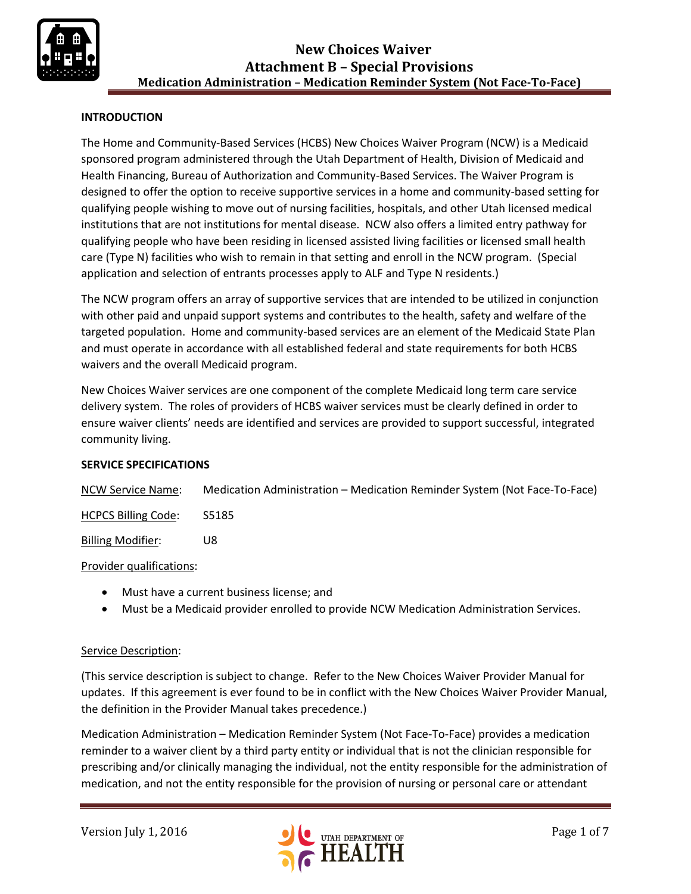# New Choices Waiver
## Attachment B – Special Provisions
### Medication Administration – Medication Reminder System (Not Face-To-Face)

**INTRODUCTION**

The Home and Community-Based Services (HCBS) New Choices Waiver Program (NCW) is a Medicaid sponsored program administered through the Utah Department of Health, Division of Medicaid and Health Financing, Bureau of Authorization and Community-Based Services. The Waiver Program is designed to offer the option to receive supportive services in a home and community-based setting for qualifying people wishing to move out of nursing facilities, hospitals, and other Utah licensed medical institutions that are not institutions for mental disease. NCW also offers a limited entry pathway for qualifying people who have been residing in licensed assisted living facilities or licensed small health care (Type N) facilities who wish to remain in that setting and enroll in the NCW program. (Special application and selection of entrants processes apply to ALF and Type N residents.)

The NCW program offers an array of supportive services that are intended to be utilized in conjunction with other paid and unpaid support systems and contributes to the health, safety and welfare of the targeted population. Home and community-based services are an element of the Medicaid State Plan and must operate in accordance with all established federal and state requirements for both HCBS waivers and the overall Medicaid program.

New Choices Waiver services are one component of the complete Medicaid long term care service delivery system. The roles of providers of HCBS waiver services must be clearly defined in order to ensure waiver clients' needs are identified and services are provided to support successful, integrated community living.

**SERVICE SPECIFICATIONS**

NCW Service Name: Medication Administration – Medication Reminder System (Not Face-To-Face)

HCPCS Billing Code: S5185

Billing Modifier: U8

Provider qualifications:

- Must have a current business license; and
- Must be a Medicaid provider enrolled to provide NCW Medication Administration Services.

Service Description:

(This service description is subject to change. Refer to the New Choices Waiver Provider Manual for updates. If this agreement is ever found to be in conflict with the New Choices Waiver Provider Manual, the definition in the Provider Manual takes precedence.)

Medication Administration – Medication Reminder System (Not Face-To-Face) provides a medication reminder to a waiver client by a third party entity or individual that is not the clinician responsible for prescribing and/or clinically managing the individual, not the entity responsible for the administration of medication, and not the entity responsible for the provision of nursing or personal care or attendant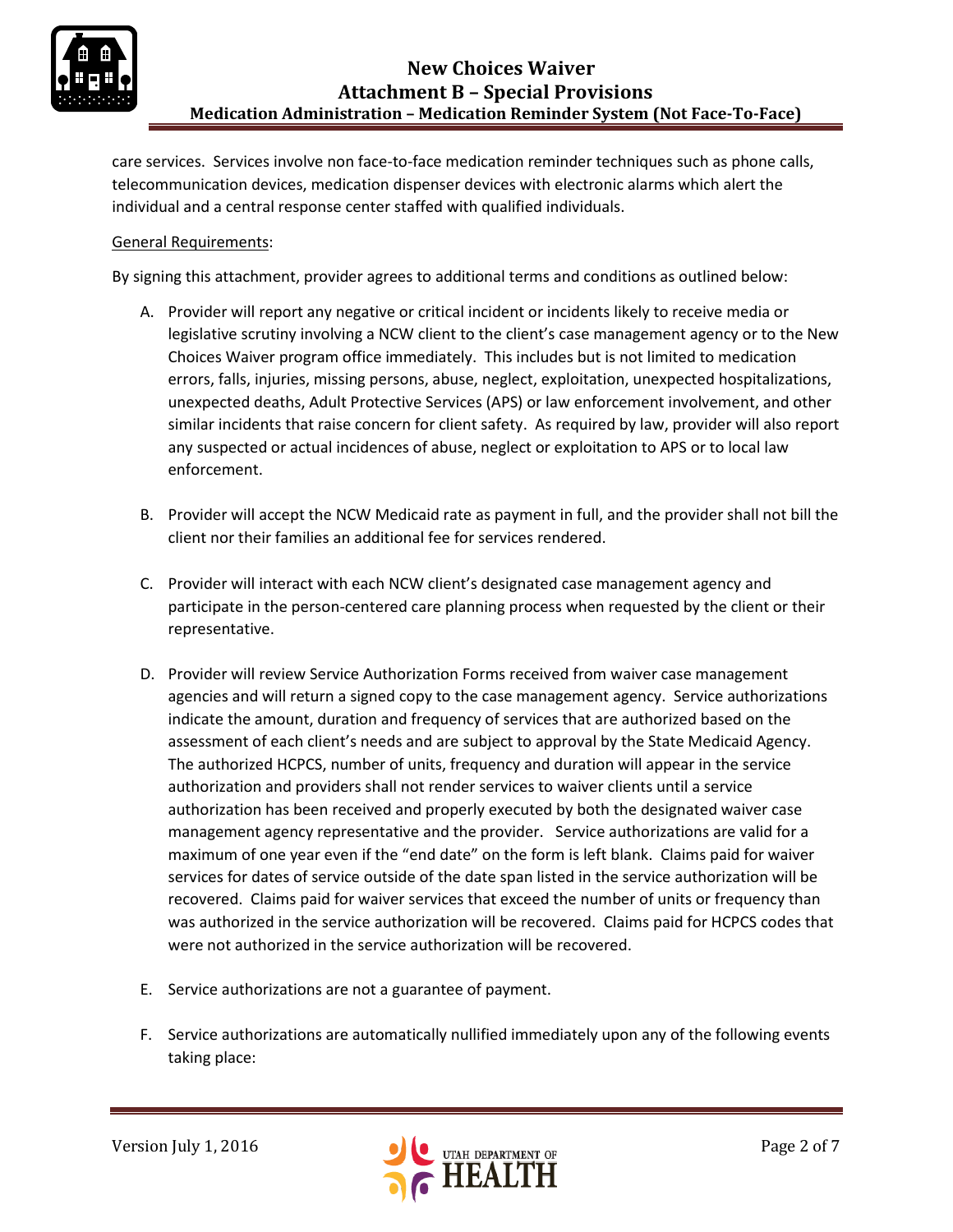care services. Services involve non face-to-face medication reminder techniques such as phone calls, telecommunication devices, medication dispenser devices with electronic alarms which alert the individual and a central response center staffed with qualified individuals.

General Requirements:

By signing this attachment, provider agrees to additional terms and conditions as outlined below:

A. Provider will report any negative or critical incident or incidents likely to receive media or legislative scrutiny involving a NCW client to the client's case management agency or to the New Choices Waiver program office immediately. This includes but is not limited to medication errors, falls, injuries, missing persons, abuse, neglect, exploitation, unexpected hospitalizations, unexpected deaths, Adult Protective Services (APS) or law enforcement involvement, and other similar incidents that raise concern for client safety. As required by law, provider will also report any suspected or actual incidences of abuse, neglect or exploitation to APS or to local law enforcement.

B. Provider will accept the NCW Medicaid rate as payment in full, and the provider shall not bill the client nor their families an additional fee for services rendered.

C. Provider will interact with each NCW client's designated case management agency and participate in the person-centered care planning process when requested by the client or their representative.

D. Provider will review Service Authorization Forms received from waiver case management agencies and will return a signed copy to the case management agency. Service authorizations indicate the amount, duration and frequency of services that are authorized based on the assessment of each client's needs and are subject to approval by the State Medicaid Agency. The authorized HCPCS, number of units, frequency and duration will appear in the service authorization and providers shall not render services to waiver clients until a service authorization has been received and properly executed by both the designated waiver case management agency representative and the provider. Service authorizations are valid for a maximum of one year even if the "end date" on the form is left blank. Claims paid for waiver services for dates of service outside of the date span listed in the service authorization will be recovered. Claims paid for waiver services that exceed the number of units or frequency than was authorized in the service authorization will be recovered. Claims paid for HCPCS codes that were not authorized in the service authorization will be recovered.

E. Service authorizations are not a guarantee of payment.

F. Service authorizations are automatically nullified immediately upon any of the following events taking place: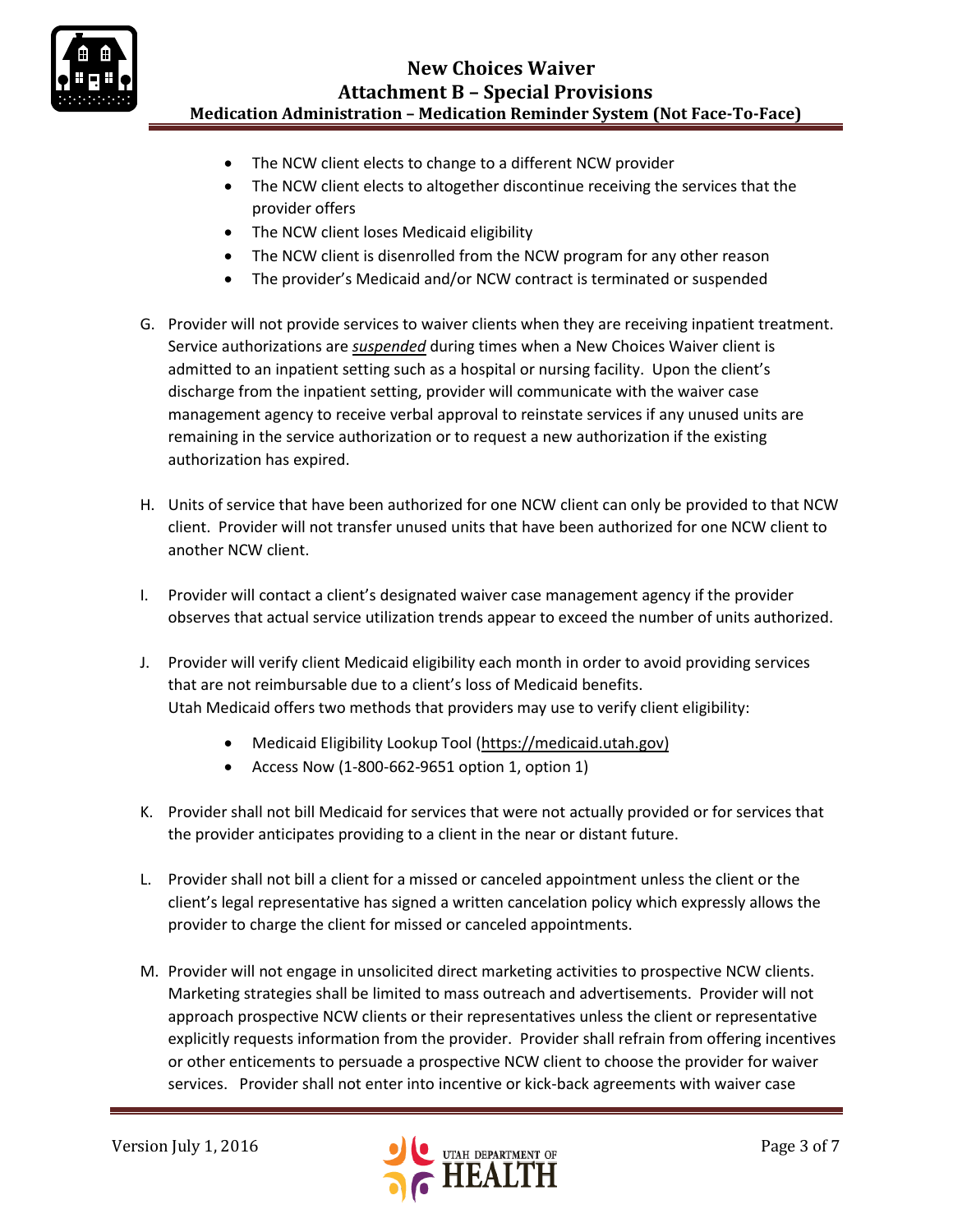- The NCW client elects to change to a different NCW provider
- The NCW client elects to altogether discontinue receiving the services that the provider offers
- The NCW client loses Medicaid eligibility
- The NCW client is disenrolled from the NCW program for any other reason
- The provider's Medicaid and/or NCW contract is terminated or suspended

G. Provider will not provide services to waiver clients when they are receiving inpatient treatment. Service authorizations are ***suspended*** during times when a New Choices Waiver client is admitted to an inpatient setting such as a hospital or nursing facility. Upon the client's discharge from the inpatient setting, provider will communicate with the waiver case management agency to receive verbal approval to reinstate services if any unused units are remaining in the service authorization or to request a new authorization if the existing authorization has expired.

H. Units of service that have been authorized for one NCW client can only be provided to that NCW client. Provider will not transfer unused units that have been authorized for one NCW client to another NCW client.

I. Provider will contact a client's designated waiver case management agency if the provider observes that actual service utilization trends appear to exceed the number of units authorized.

J. Provider will verify client Medicaid eligibility each month in order to avoid providing services that are not reimbursable due to a client's loss of Medicaid benefits.
Utah Medicaid offers two methods that providers may use to verify client eligibility:

- Medicaid Eligibility Lookup Tool (https://medicaid.utah.gov)
- Access Now (1-800-662-9651 option 1, option 1)

K. Provider shall not bill Medicaid for services that were not actually provided or for services that the provider anticipates providing to a client in the near or distant future.

L. Provider shall not bill a client for a missed or canceled appointment unless the client or the client's legal representative has signed a written cancelation policy which expressly allows the provider to charge the client for missed or canceled appointments.

M. Provider will not engage in unsolicited direct marketing activities to prospective NCW clients. Marketing strategies shall be limited to mass outreach and advertisements. Provider will not approach prospective NCW clients or their representatives unless the client or representative explicitly requests information from the provider. Provider shall refrain from offering incentives or other enticements to persuade a prospective NCW client to choose the provider for waiver services. Provider shall not enter into incentive or kick-back agreements with waiver case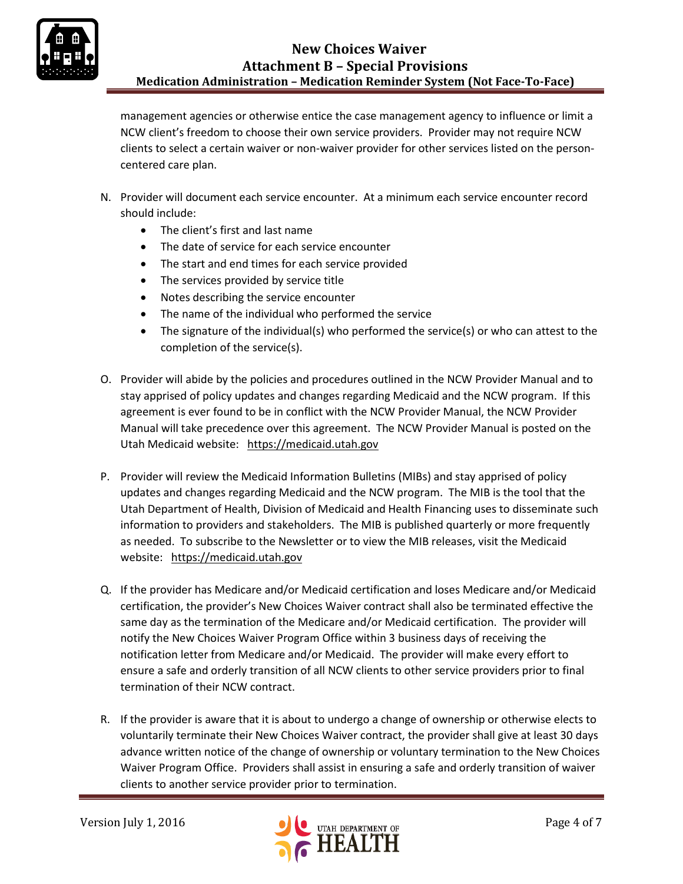management agencies or otherwise entice the case management agency to influence or limit a NCW client's freedom to choose their own service providers. Provider may not require NCW clients to select a certain waiver or non-waiver provider for other services listed on the person-centered care plan.

N. Provider will document each service encounter. At a minimum each service encounter record should include:
   - The client's first and last name
   - The date of service for each service encounter
   - The start and end times for each service provided
   - The services provided by service title
   - Notes describing the service encounter
   - The name of the individual who performed the service
   - The signature of the individual(s) who performed the service(s) or who can attest to the completion of the service(s).

O. Provider will abide by the policies and procedures outlined in the NCW Provider Manual and to stay apprised of policy updates and changes regarding Medicaid and the NCW program. If this agreement is ever found to be in conflict with the NCW Provider Manual, the NCW Provider Manual will take precedence over this agreement. The NCW Provider Manual is posted on the Utah Medicaid website: https://medicaid.utah.gov

P. Provider will review the Medicaid Information Bulletins (MIBs) and stay apprised of policy updates and changes regarding Medicaid and the NCW program. The MIB is the tool that the Utah Department of Health, Division of Medicaid and Health Financing uses to disseminate such information to providers and stakeholders. The MIB is published quarterly or more frequently as needed. To subscribe to the Newsletter or to view the MIB releases, visit the Medicaid website: https://medicaid.utah.gov

Q. If the provider has Medicare and/or Medicaid certification and loses Medicare and/or Medicaid certification, the provider's New Choices Waiver contract shall also be terminated effective the same day as the termination of the Medicare and/or Medicaid certification. The provider will notify the New Choices Waiver Program Office within 3 business days of receiving the notification letter from Medicare and/or Medicaid. The provider will make every effort to ensure a safe and orderly transition of all NCW clients to other service providers prior to final termination of their NCW contract.

R. If the provider is aware that it is about to undergo a change of ownership or otherwise elects to voluntarily terminate their New Choices Waiver contract, the provider shall give at least 30 days advance written notice of the change of ownership or voluntary termination to the New Choices Waiver Program Office. Providers shall assist in ensuring a safe and orderly transition of waiver clients to another service provider prior to termination.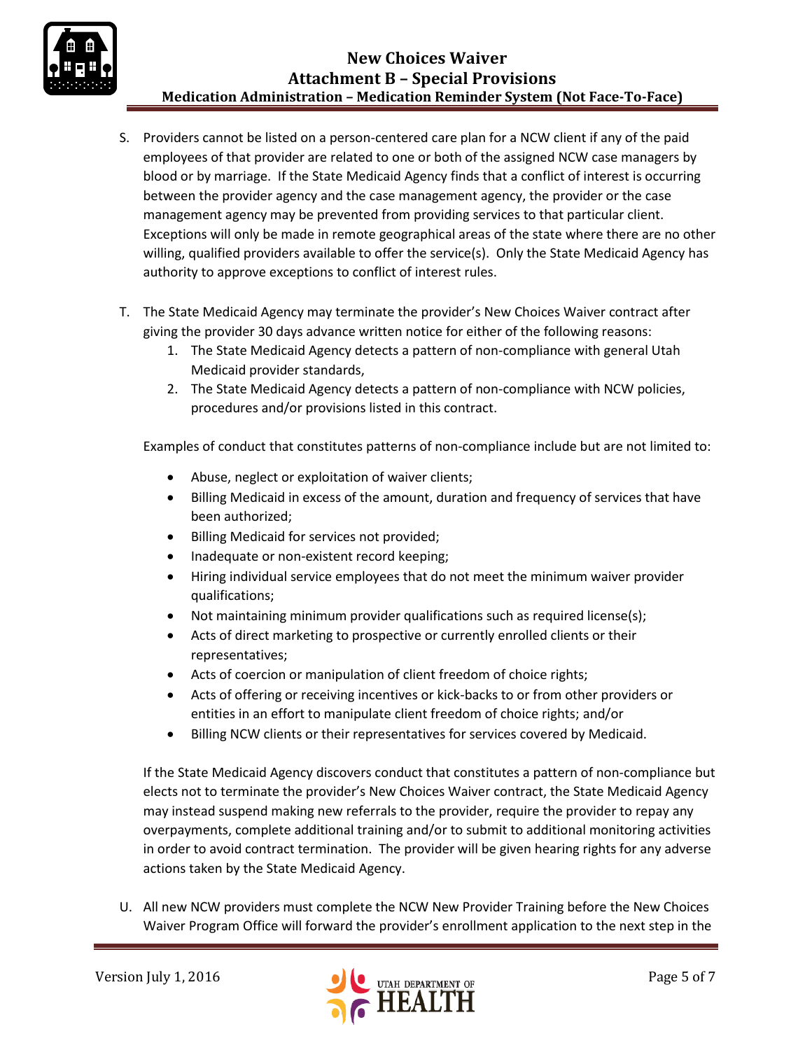S. Providers cannot be listed on a person-centered care plan for a NCW client if any of the paid employees of that provider are related to one or both of the assigned NCW case managers by blood or by marriage. If the State Medicaid Agency finds that a conflict of interest is occurring between the provider agency and the case management agency, the provider or the case management agency may be prevented from providing services to that particular client. Exceptions will only be made in remote geographical areas of the state where there are no other willing, qualified providers available to offer the service(s). Only the State Medicaid Agency has authority to approve exceptions to conflict of interest rules.

T. The State Medicaid Agency may terminate the provider's New Choices Waiver contract after giving the provider 30 days advance written notice for either of the following reasons:
   1. The State Medicaid Agency detects a pattern of non-compliance with general Utah Medicaid provider standards,
   2. The State Medicaid Agency detects a pattern of non-compliance with NCW policies, procedures and/or provisions listed in this contract.

   Examples of conduct that constitutes patterns of non-compliance include but are not limited to:

   - Abuse, neglect or exploitation of waiver clients;
   - Billing Medicaid in excess of the amount, duration and frequency of services that have been authorized;
   - Billing Medicaid for services not provided;
   - Inadequate or non-existent record keeping;
   - Hiring individual service employees that do not meet the minimum waiver provider qualifications;
   - Not maintaining minimum provider qualifications such as required license(s);
   - Acts of direct marketing to prospective or currently enrolled clients or their representatives;
   - Acts of coercion or manipulation of client freedom of choice rights;
   - Acts of offering or receiving incentives or kick-backs to or from other providers or entities in an effort to manipulate client freedom of choice rights; and/or
   - Billing NCW clients or their representatives for services covered by Medicaid.

   If the State Medicaid Agency discovers conduct that constitutes a pattern of non-compliance but elects not to terminate the provider's New Choices Waiver contract, the State Medicaid Agency may instead suspend making new referrals to the provider, require the provider to repay any overpayments, complete additional training and/or to submit to additional monitoring activities in order to avoid contract termination. The provider will be given hearing rights for any adverse actions taken by the State Medicaid Agency.

U. All new NCW providers must complete the NCW New Provider Training before the New Choices Waiver Program Office will forward the provider's enrollment application to the next step in the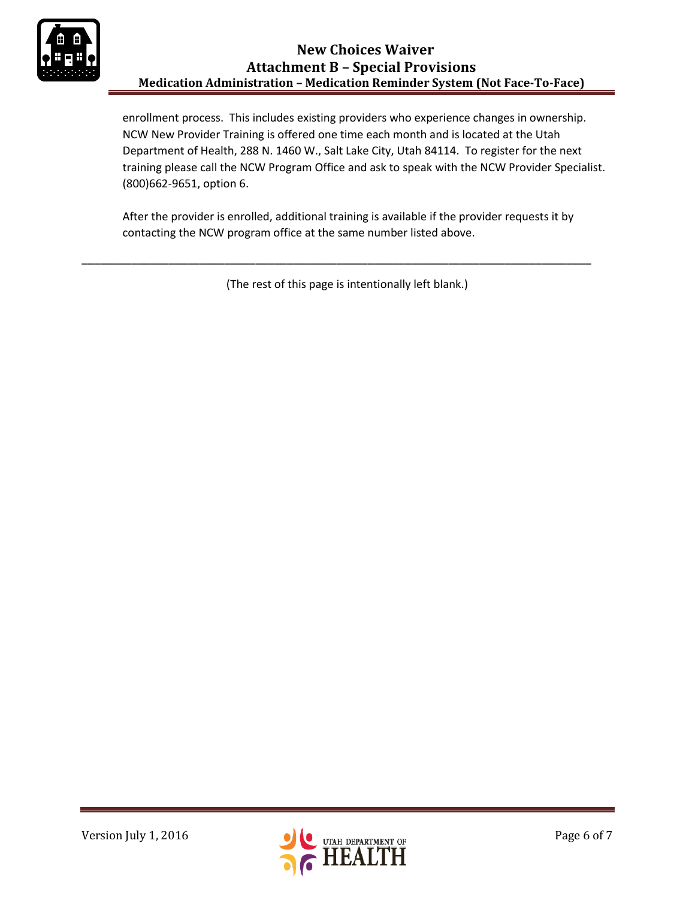enrollment process. This includes existing providers who experience changes in ownership. NCW New Provider Training is offered one time each month and is located at the Utah Department of Health, 288 N. 1460 W., Salt Lake City, Utah 84114. To register for the next training please call the NCW Program Office and ask to speak with the NCW Provider Specialist. (800)662-9651, option 6.

After the provider is enrolled, additional training is available if the provider requests it by contacting the NCW program office at the same number listed above.

---

(The rest of this page is intentionally left blank.)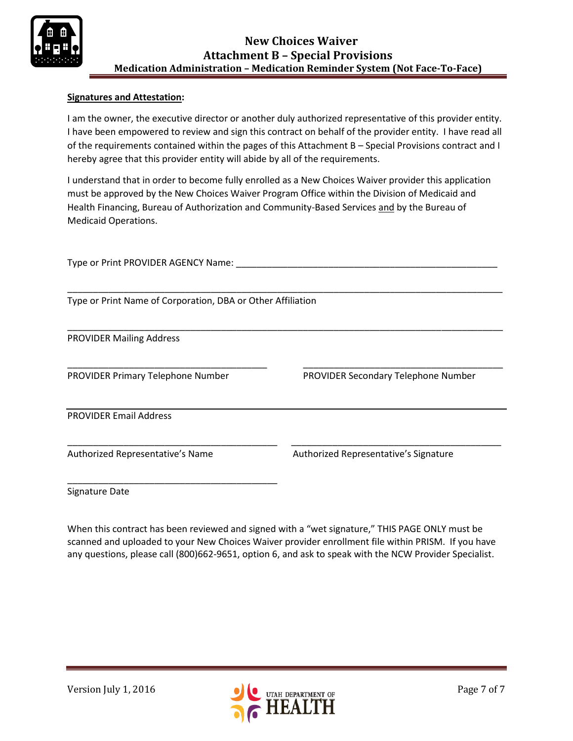**Signatures and Attestation:**

I am the owner, the executive director or another duly authorized representative of this provider entity. I have been empowered to review and sign this contract on behalf of the provider entity. I have read all of the requirements contained within the pages of this Attachment B – Special Provisions contract and I hereby agree that this provider entity will abide by all of the requirements.

I understand that in order to become fully enrolled as a New Choices Waiver provider this application must be approved by the New Choices Waiver Program Office within the Division of Medicaid and Health Financing, Bureau of Authorization and Community-Based Services and by the Bureau of Medicaid Operations.

Type or Print PROVIDER AGENCY Name: ____________________________________________________

_____________________________________________________________________________________

Type or Print Name of Corporation, DBA or Other Affiliation

_____________________________________________________________________________________

PROVIDER Mailing Address

_______________________________________ _______________________________________

PROVIDER Primary Telephone Number PROVIDER Secondary Telephone Number

_____________________________________________________________________________________

PROVIDER Email Address

_________________________________________ _________________________________________

Authorized Representative's Name Authorized Representative's Signature

_________________________________________

Signature Date

When this contract has been reviewed and signed with a "wet signature," THIS PAGE ONLY must be scanned and uploaded to your New Choices Waiver provider enrollment file within PRISM. If you have any questions, please call (800)662-9651, option 6, and ask to speak with the NCW Provider Specialist.